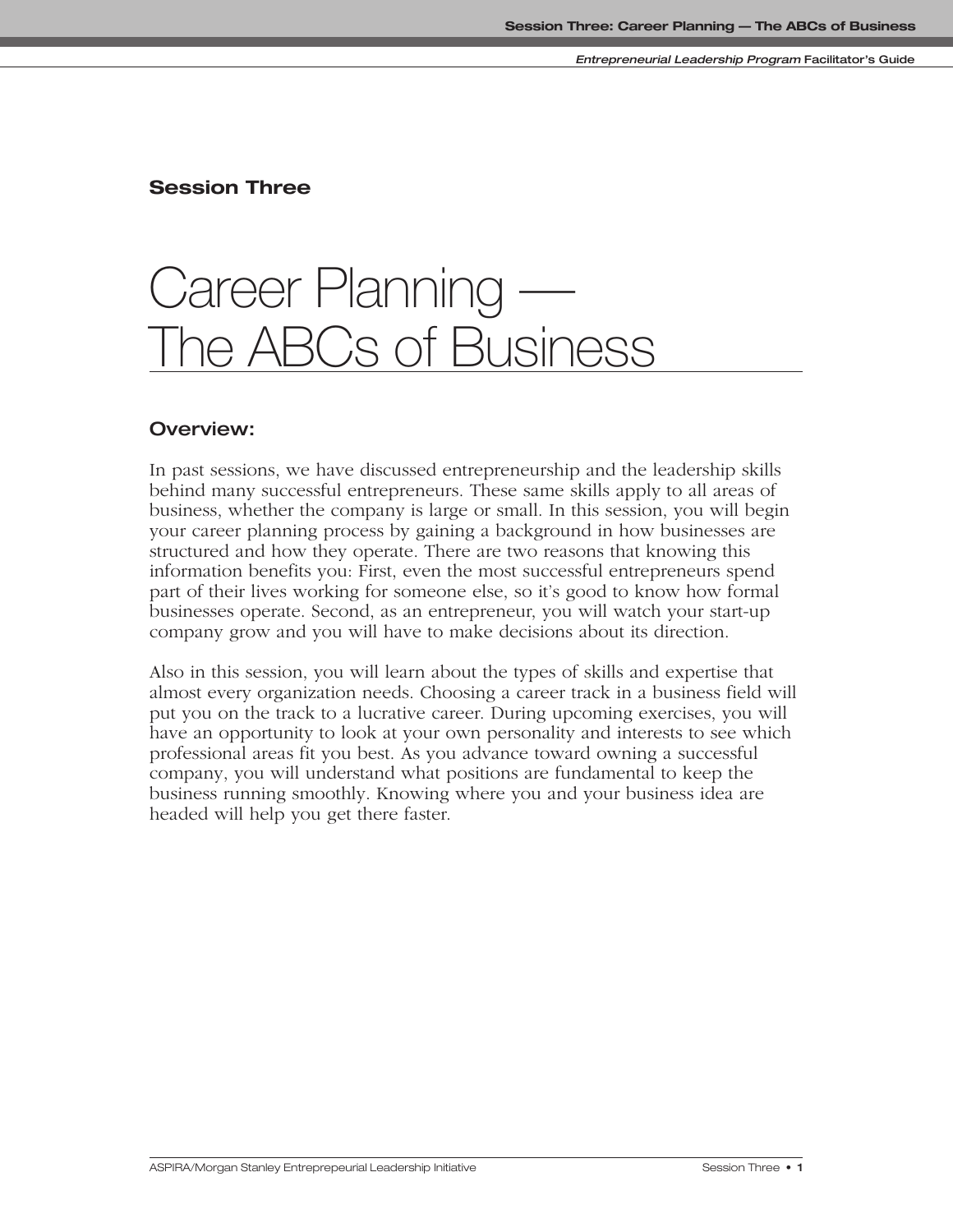## Session Three

# Career Planning — The ABCs of Business

### Overview:

In past sessions, we have discussed entrepreneurship and the leadership skills behind many successful entrepreneurs. These same skills apply to all areas of business, whether the company is large or small. In this session, you will begin your career planning process by gaining a background in how businesses are structured and how they operate. There are two reasons that knowing this information benefits you: First, even the most successful entrepreneurs spend part of their lives working for someone else, so it's good to know how formal businesses operate. Second, as an entrepreneur, you will watch your start-up company grow and you will have to make decisions about its direction.

Also in this session, you will learn about the types of skills and expertise that almost every organization needs. Choosing a career track in a business field will put you on the track to a lucrative career. During upcoming exercises, you will have an opportunity to look at your own personality and interests to see which professional areas fit you best. As you advance toward owning a successful company, you will understand what positions are fundamental to keep the business running smoothly. Knowing where you and your business idea are headed will help you get there faster.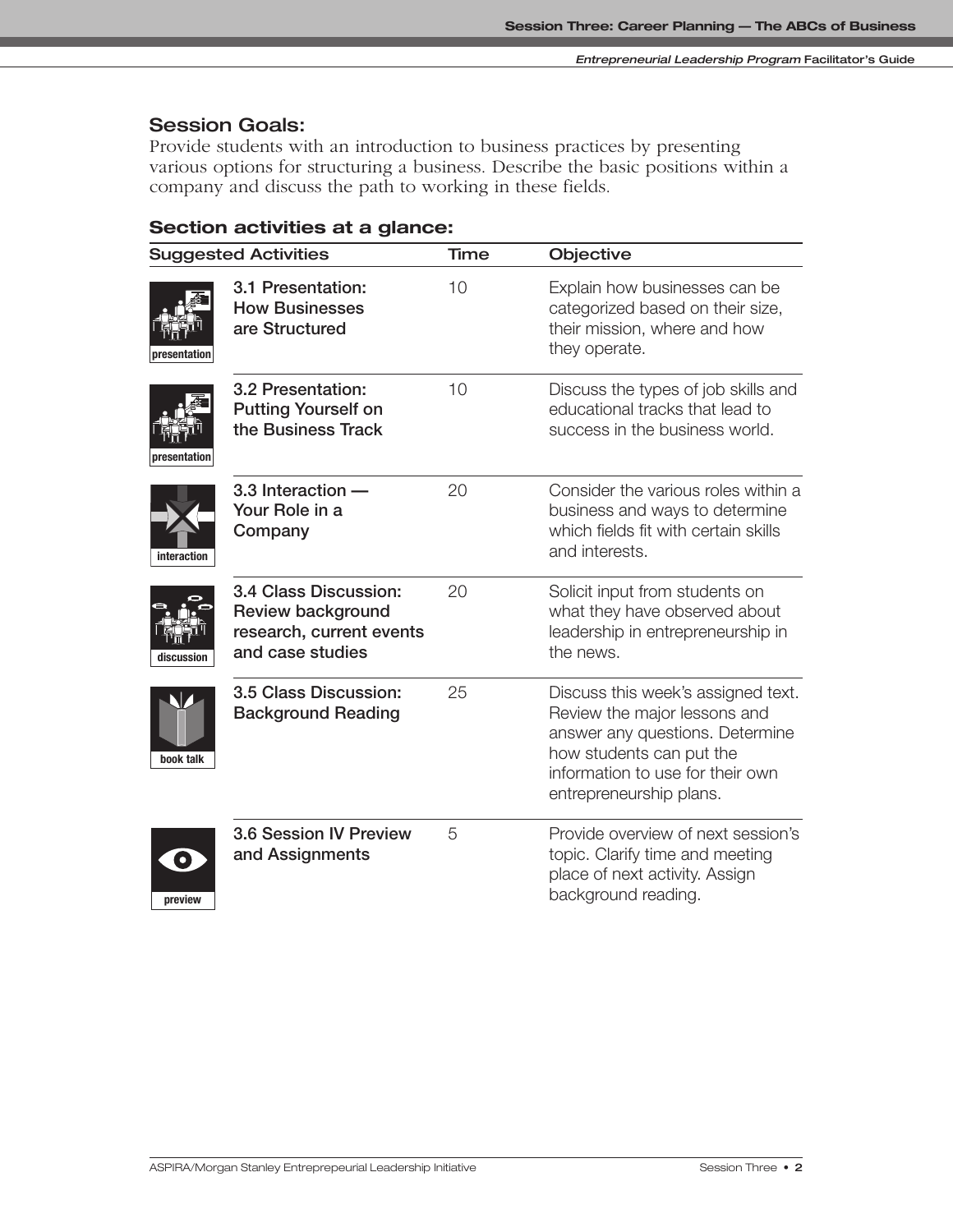## Session Goals:

Provide students with an introduction to business practices by presenting various options for structuring a business. Describe the basic positions within a company and discuss the path to working in these fields.

### Section activities at a glance:

| | Suggested Activities | Time | Objective |
|---|---|---|---|
| presentation | **3.1 Presentation: How Businesses are Structured** | 10 | Explain how businesses can be categorized based on their size, their mission, where and how they operate. |
| presentation | **3.2 Presentation: Putting Yourself on the Business Track** | 10 | Discuss the types of job skills and educational tracks that lead to success in the business world. |
| interaction | **3.3 Interaction — Your Role in a Company** | 20 | Consider the various roles within a business and ways to determine which fields fit with certain skills and interests. |
| discussion | **3.4 Class Discussion: Review background research, current events and case studies** | 20 | Solicit input from students on what they have observed about leadership in entrepreneurship in the news. |
| book talk | **3.5 Class Discussion: Background Reading** | 25 | Discuss this week's assigned text. Review the major lessons and answer any questions. Determine how students can put the information to use for their own entrepreneurship plans. |
| preview | **3.6 Session IV Preview and Assignments** | 5 | Provide overview of next session's topic. Clarify time and meeting place of next activity. Assign background reading. |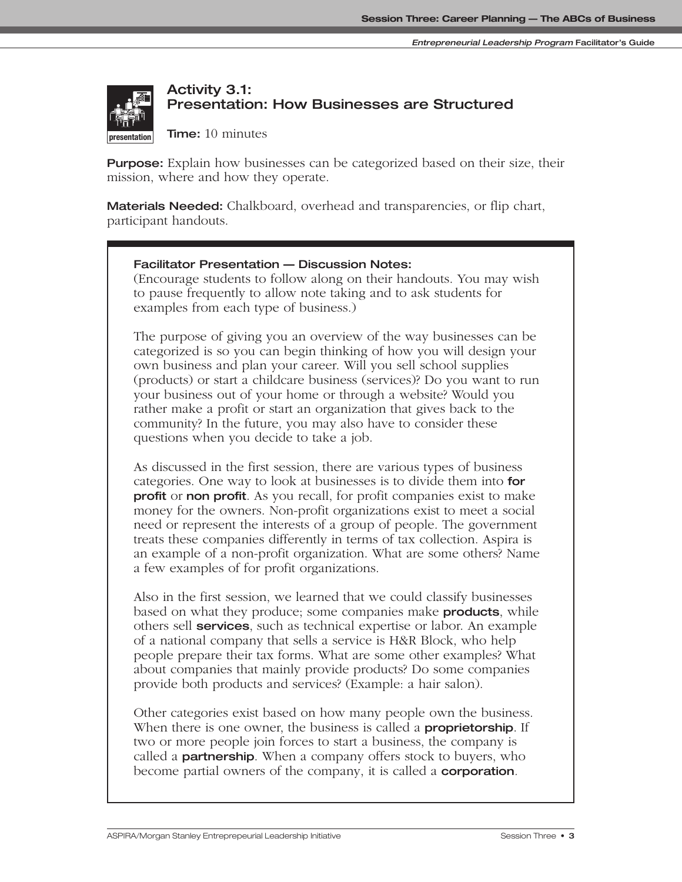## Activity 3.1: Presentation: How Businesses are Structured

**Time:** 10 minutes

**Purpose:** Explain how businesses can be categorized based on their size, their mission, where and how they operate.

**Materials Needed:** Chalkboard, overhead and transparencies, or flip chart, participant handouts.

**Facilitator Presentation — Discussion Notes:**
(Encourage students to follow along on their handouts. You may wish to pause frequently to allow note taking and to ask students for examples from each type of business.)

The purpose of giving you an overview of the way businesses can be categorized is so you can begin thinking of how you will design your own business and plan your career. Will you sell school supplies (products) or start a childcare business (services)? Do you want to run your business out of your home or through a website? Would you rather make a profit or start an organization that gives back to the community? In the future, you may also have to consider these questions when you decide to take a job.

As discussed in the first session, there are various types of business categories. One way to look at businesses is to divide them into **for profit** or **non profit**. As you recall, for profit companies exist to make money for the owners. Non-profit organizations exist to meet a social need or represent the interests of a group of people. The government treats these companies differently in terms of tax collection. Aspira is an example of a non-profit organization. What are some others? Name a few examples of for profit organizations.

Also in the first session, we learned that we could classify businesses based on what they produce; some companies make **products**, while others sell **services**, such as technical expertise or labor. An example of a national company that sells a service is H&R Block, who help people prepare their tax forms. What are some other examples? What about companies that mainly provide products? Do some companies provide both products and services? (Example: a hair salon).

Other categories exist based on how many people own the business. When there is one owner, the business is called a **proprietorship**. If two or more people join forces to start a business, the company is called a **partnership**. When a company offers stock to buyers, who become partial owners of the company, it is called a **corporation**.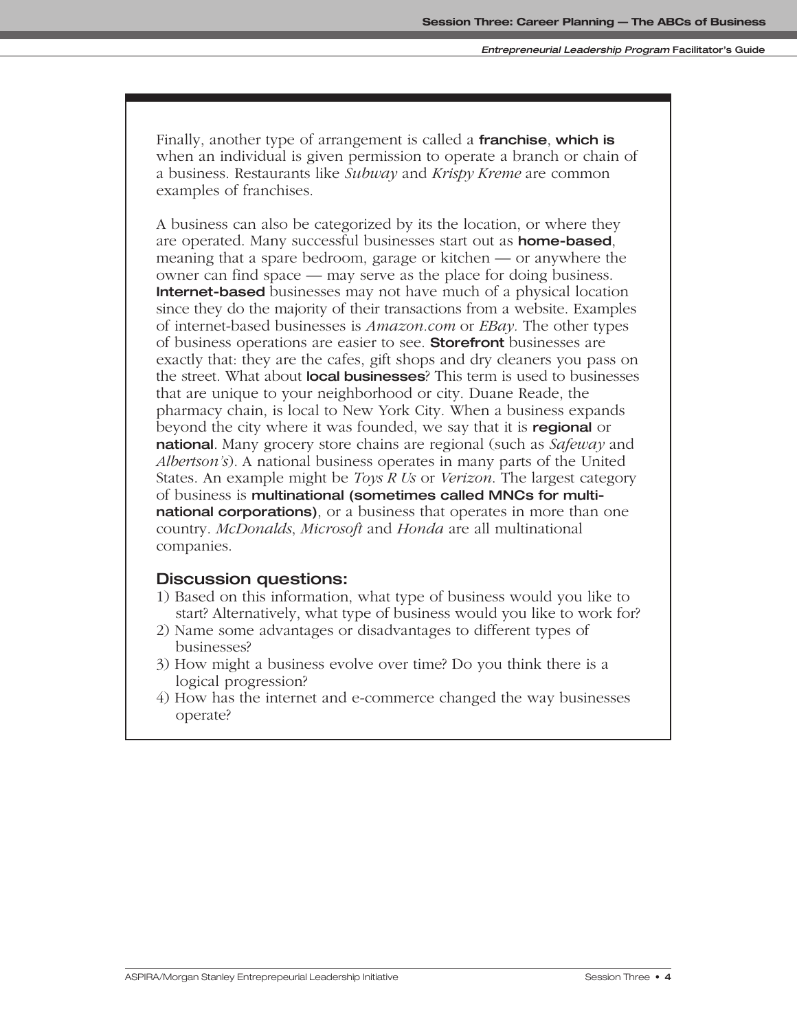Finally, another type of arrangement is called a **franchise**, **which is** when an individual is given permission to operate a branch or chain of a business. Restaurants like *Subway* and *Krispy Kreme* are common examples of franchises.

A business can also be categorized by its the location, or where they are operated. Many successful businesses start out as **home-based**, meaning that a spare bedroom, garage or kitchen — or anywhere the owner can find space — may serve as the place for doing business. **Internet-based** businesses may not have much of a physical location since they do the majority of their transactions from a website. Examples of internet-based businesses is *Amazon.com* or *EBay*. The other types of business operations are easier to see. **Storefront** businesses are exactly that: they are the cafes, gift shops and dry cleaners you pass on the street. What about **local businesses**? This term is used to businesses that are unique to your neighborhood or city. Duane Reade, the pharmacy chain, is local to New York City. When a business expands beyond the city where it was founded, we say that it is **regional** or **national**. Many grocery store chains are regional (such as *Safeway* and *Albertson's*). A national business operates in many parts of the United States. An example might be *Toys R Us* or *Verizon*. The largest category of business is **multinational (sometimes called MNCs for multi-national corporations)**, or a business that operates in more than one country. *McDonalds*, *Microsoft* and *Honda* are all multinational companies.

### Discussion questions:

1) Based on this information, what type of business would you like to start? Alternatively, what type of business would you like to work for?
2) Name some advantages or disadvantages to different types of businesses?
3) How might a business evolve over time? Do you think there is a logical progression?
4) How has the internet and e-commerce changed the way businesses operate?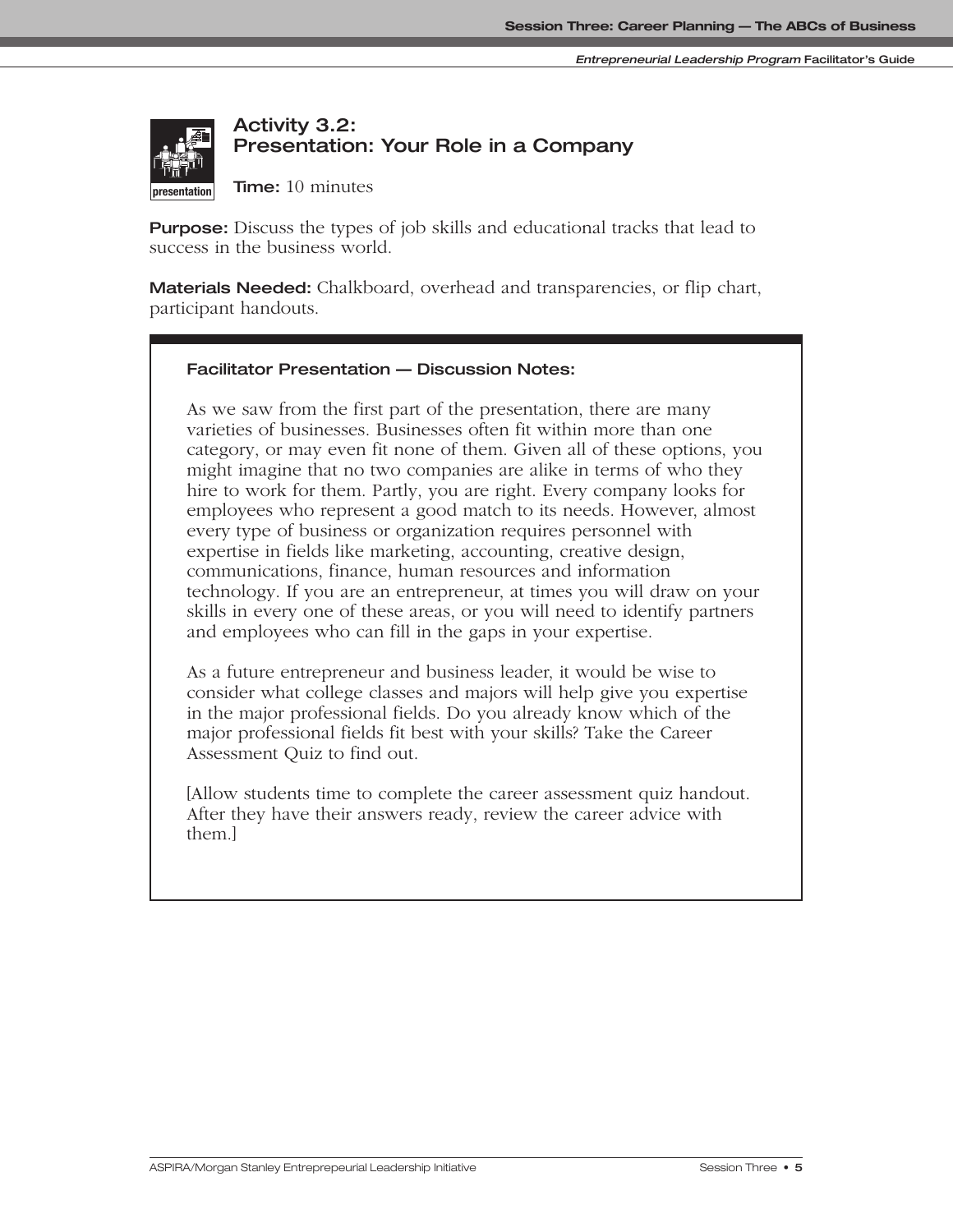## Activity 3.2: Presentation: Your Role in a Company

**Time:** 10 minutes

**Purpose:** Discuss the types of job skills and educational tracks that lead to success in the business world.

**Materials Needed:** Chalkboard, overhead and transparencies, or flip chart, participant handouts.

**Facilitator Presentation — Discussion Notes:**

As we saw from the first part of the presentation, there are many varieties of businesses. Businesses often fit within more than one category, or may even fit none of them. Given all of these options, you might imagine that no two companies are alike in terms of who they hire to work for them. Partly, you are right. Every company looks for employees who represent a good match to its needs. However, almost every type of business or organization requires personnel with expertise in fields like marketing, accounting, creative design, communications, finance, human resources and information technology. If you are an entrepreneur, at times you will draw on your skills in every one of these areas, or you will need to identify partners and employees who can fill in the gaps in your expertise.

As a future entrepreneur and business leader, it would be wise to consider what college classes and majors will help give you expertise in the major professional fields. Do you already know which of the major professional fields fit best with your skills? Take the Career Assessment Quiz to find out.

[Allow students time to complete the career assessment quiz handout. After they have their answers ready, review the career advice with them.]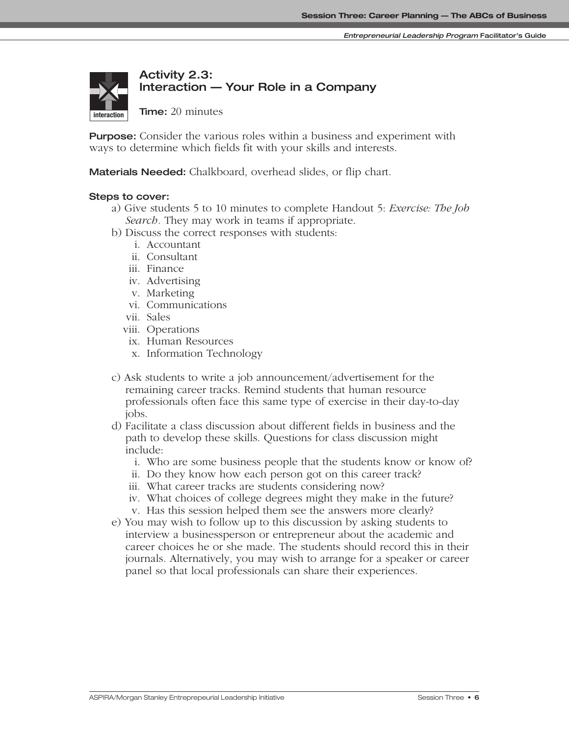## Activity 2.3: Interaction — Your Role in a Company

**Time:** 20 minutes

**Purpose:** Consider the various roles within a business and experiment with ways to determine which fields fit with your skills and interests.

**Materials Needed:** Chalkboard, overhead slides, or flip chart.

**Steps to cover:**

a) Give students 5 to 10 minutes to complete Handout 5: *Exercise: The Job Search*. They may work in teams if appropriate.

b) Discuss the correct responses with students:
   - i. Accountant
   - ii. Consultant
   - iii. Finance
   - iv. Advertising
   - v. Marketing
   - vi. Communications
   - vii. Sales
   - viii. Operations
   - ix. Human Resources
   - x. Information Technology

c) Ask students to write a job announcement/advertisement for the remaining career tracks. Remind students that human resource professionals often face this same type of exercise in their day-to-day jobs.

d) Facilitate a class discussion about different fields in business and the path to develop these skills. Questions for class discussion might include:
   - i. Who are some business people that the students know or know of?
   - ii. Do they know how each person got on this career track?
   - iii. What career tracks are students considering now?
   - iv. What choices of college degrees might they make in the future?
   - v. Has this session helped them see the answers more clearly?

e) You may wish to follow up to this discussion by asking students to interview a businessperson or entrepreneur about the academic and career choices he or she made. The students should record this in their journals. Alternatively, you may wish to arrange for a speaker or career panel so that local professionals can share their experiences.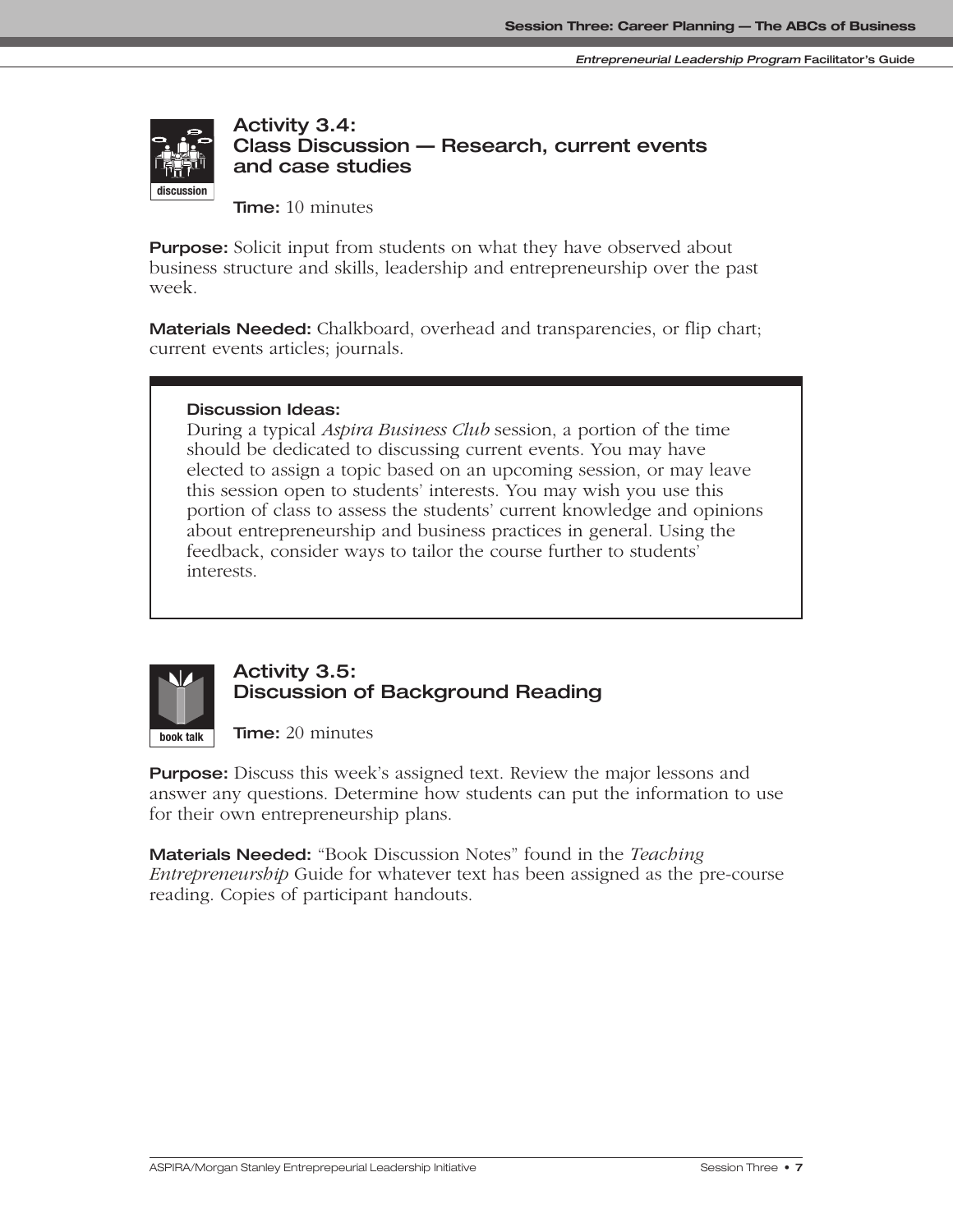## Activity 3.4: Class Discussion — Research, current events and case studies

**Time:** 10 minutes

**Purpose:** Solicit input from students on what they have observed about business structure and skills, leadership and entrepreneurship over the past week.

**Materials Needed:** Chalkboard, overhead and transparencies, or flip chart; current events articles; journals.

> **Discussion Ideas:**
> During a typical *Aspira Business Club* session, a portion of the time should be dedicated to discussing current events. You may have elected to assign a topic based on an upcoming session, or may leave this session open to students' interests. You may wish you use this portion of class to assess the students' current knowledge and opinions about entrepreneurship and business practices in general. Using the feedback, consider ways to tailor the course further to students' interests.

## Activity 3.5: Discussion of Background Reading

**Time:** 20 minutes

**Purpose:** Discuss this week's assigned text. Review the major lessons and answer any questions. Determine how students can put the information to use for their own entrepreneurship plans.

**Materials Needed:** "Book Discussion Notes" found in the *Teaching Entrepreneurship* Guide for whatever text has been assigned as the pre-course reading. Copies of participant handouts.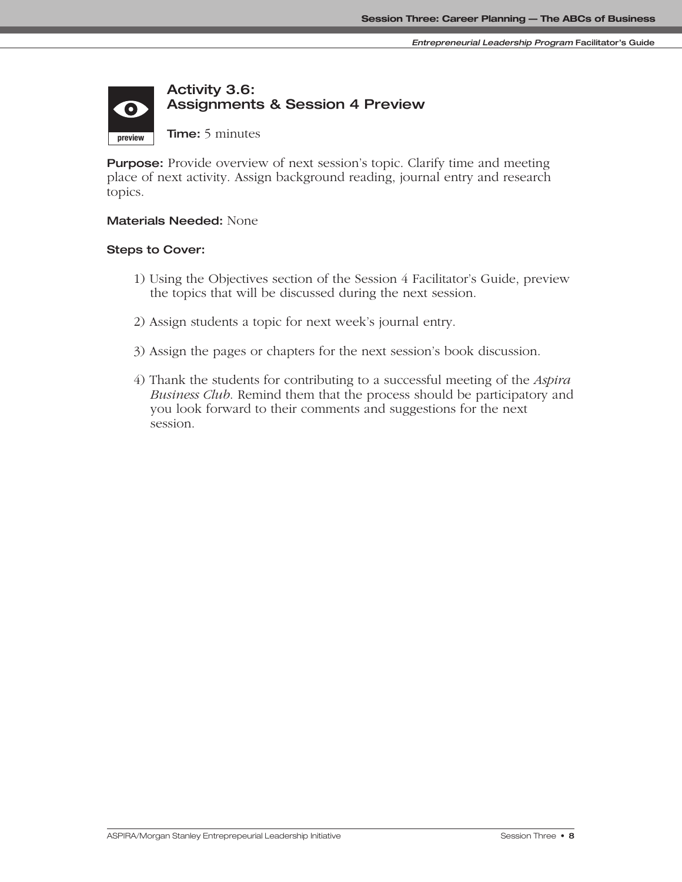### Activity 3.6: Assignments & Session 4 Preview

**Time:** 5 minutes

**Purpose:** Provide overview of next session's topic. Clarify time and meeting place of next activity. Assign background reading, journal entry and research topics.

**Materials Needed:** None

**Steps to Cover:**

1) Using the Objectives section of the Session 4 Facilitator's Guide, preview the topics that will be discussed during the next session.

2) Assign students a topic for next week's journal entry.

3) Assign the pages or chapters for the next session's book discussion.

4) Thank the students for contributing to a successful meeting of the *Aspira Business Club*. Remind them that the process should be participatory and you look forward to their comments and suggestions for the next session.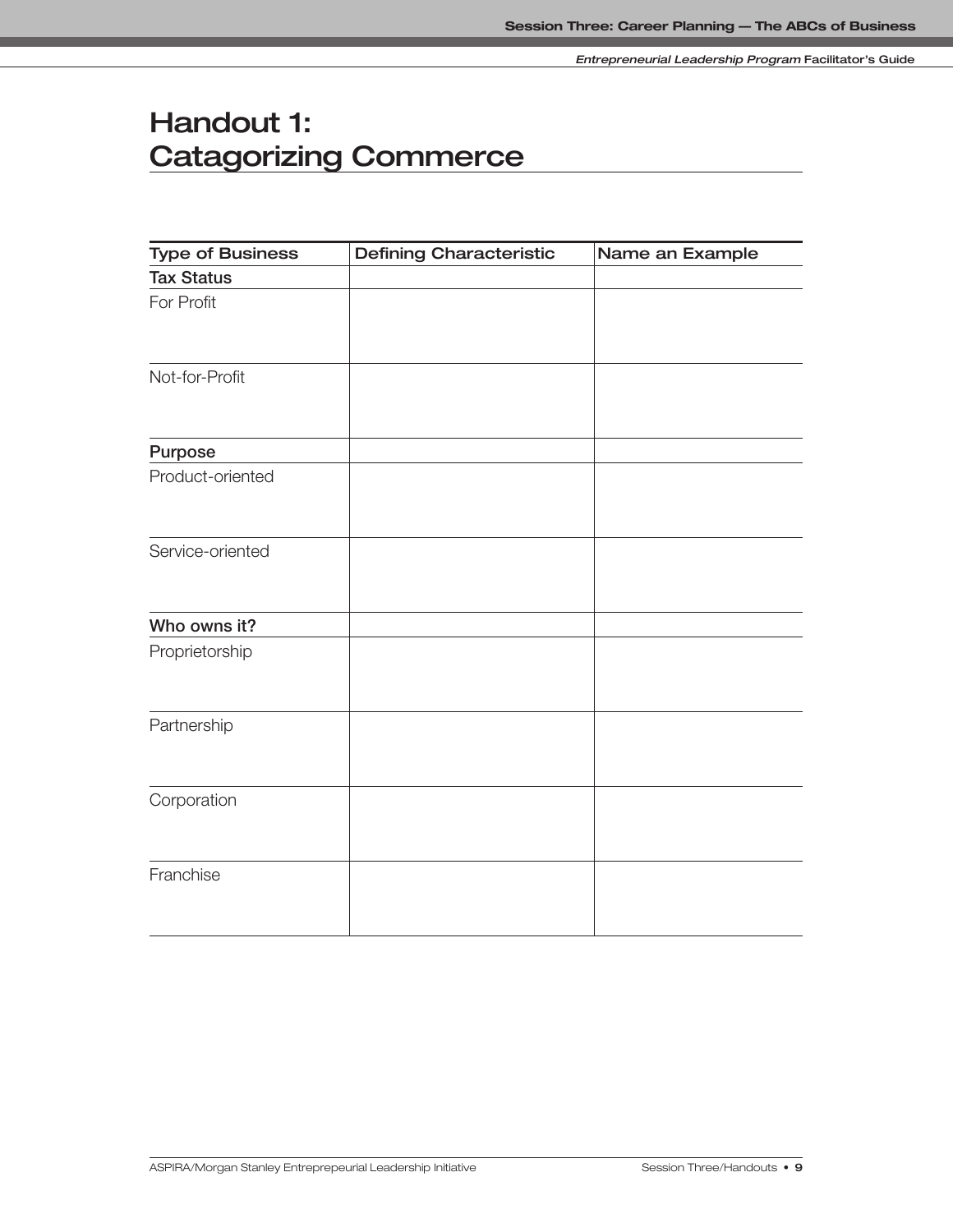# Handout 1:
# Catagorizing Commerce

| Type of Business | Defining Characteristic | Name an Example |
|---|---|---|
| **Tax Status** | | |
| For Profit | | |
| Not-for-Profit | | |
| **Purpose** | | |
| Product-oriented | | |
| Service-oriented | | |
| **Who owns it?** | | |
| Proprietorship | | |
| Partnership | | |
| Corporation | | |
| Franchise | | |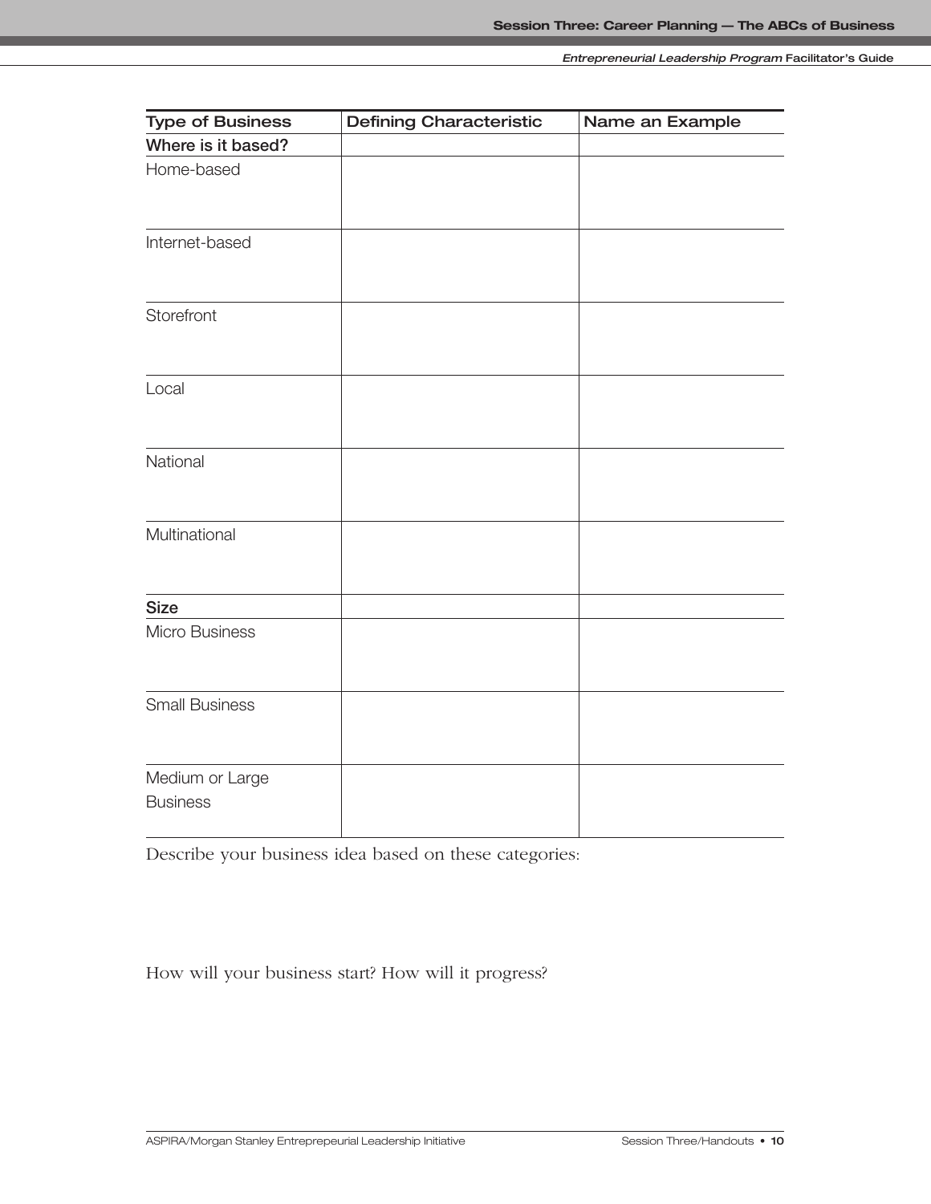| Type of Business | Defining Characteristic | Name an Example |
| --- | --- | --- |
| **Where is it based?** | | |
| Home-based | | |
| Internet-based | | |
| Storefront | | |
| Local | | |
| National | | |
| Multinational | | |
| **Size** | | |
| Micro Business | | |
| Small Business | | |
| Medium or Large Business | | |

Describe your business idea based on these categories:

How will your business start? How will it progress?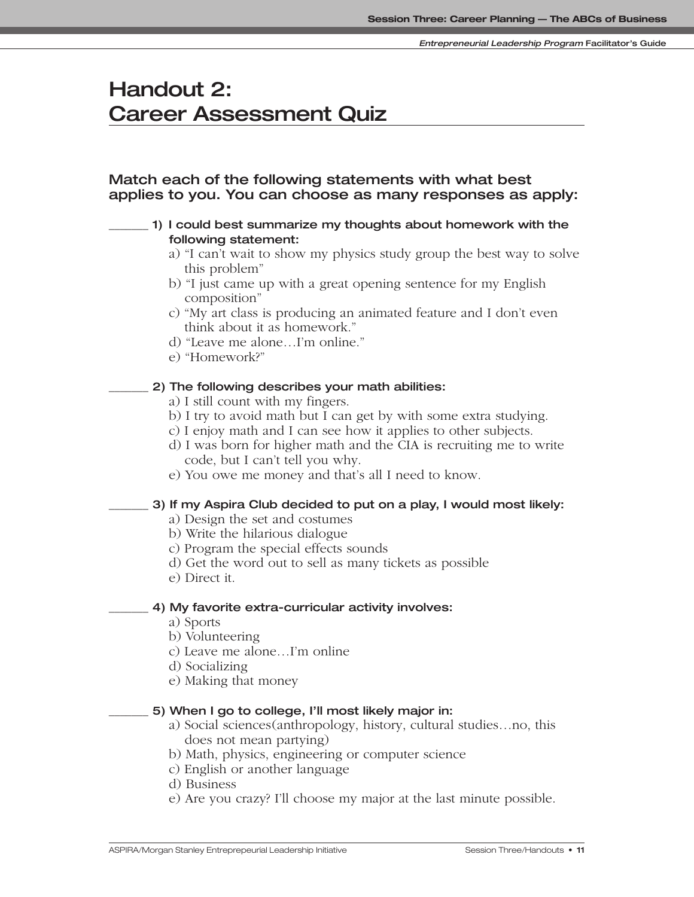# Handout 2: Career Assessment Quiz

### Match each of the following statements with what best applies to you. You can choose as many responses as apply:

______ **1) I could best summarize my thoughts about homework with the following statement:**

a) "I can't wait to show my physics study group the best way to solve this problem"
b) "I just came up with a great opening sentence for my English composition"
c) "My art class is producing an animated feature and I don't even think about it as homework."
d) "Leave me alone…I'm online."
e) "Homework?"

______ **2) The following describes your math abilities:**

a) I still count with my fingers.
b) I try to avoid math but I can get by with some extra studying.
c) I enjoy math and I can see how it applies to other subjects.
d) I was born for higher math and the CIA is recruiting me to write code, but I can't tell you why.
e) You owe me money and that's all I need to know.

______ **3) If my Aspira Club decided to put on a play, I would most likely:**

a) Design the set and costumes
b) Write the hilarious dialogue
c) Program the special effects sounds
d) Get the word out to sell as many tickets as possible
e) Direct it.

______ **4) My favorite extra-curricular activity involves:**

a) Sports
b) Volunteering
c) Leave me alone…I'm online
d) Socializing
e) Making that money

______ **5) When I go to college, I'll most likely major in:**

a) Social sciences(anthropology, history, cultural studies…no, this does not mean partying)
b) Math, physics, engineering or computer science
c) English or another language
d) Business
e) Are you crazy? I'll choose my major at the last minute possible.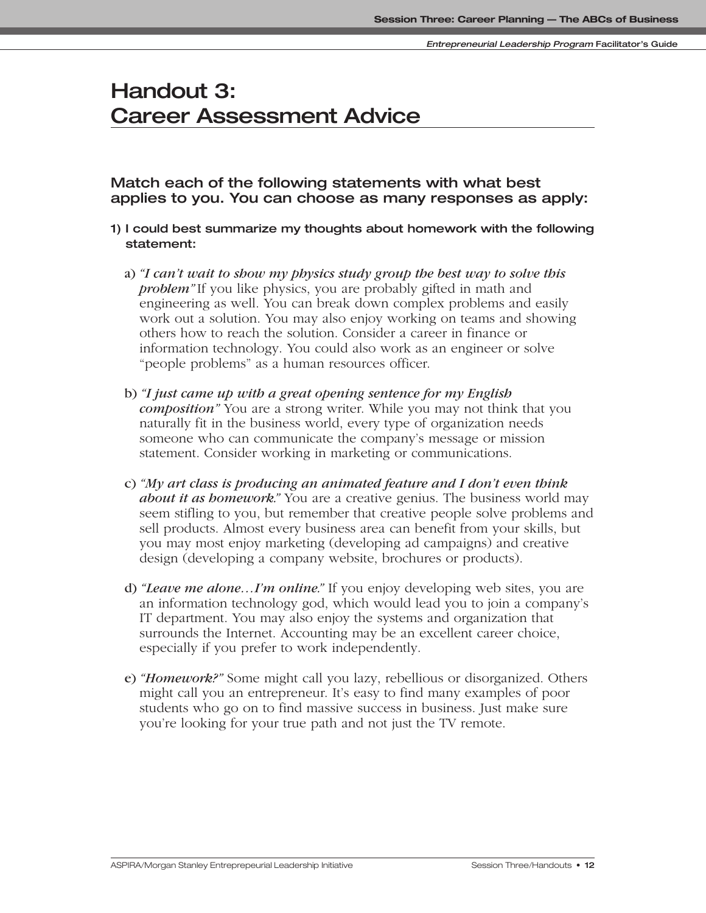# Handout 3: Career Assessment Advice

### Match each of the following statements with what best applies to you. You can choose as many responses as apply:

**1) I could best summarize my thoughts about homework with the following statement:**

a) ***"I can't wait to show my physics study group the best way to solve this problem"*** If you like physics, you are probably gifted in math and engineering as well. You can break down complex problems and easily work out a solution. You may also enjoy working on teams and showing others how to reach the solution. Consider a career in finance or information technology. You could also work as an engineer or solve "people problems" as a human resources officer.

b) ***"I just came up with a great opening sentence for my English composition"*** You are a strong writer. While you may not think that you naturally fit in the business world, every type of organization needs someone who can communicate the company's message or mission statement. Consider working in marketing or communications.

c) ***"My art class is producing an animated feature and I don't even think about it as homework."*** You are a creative genius. The business world may seem stifling to you, but remember that creative people solve problems and sell products. Almost every business area can benefit from your skills, but you may most enjoy marketing (developing ad campaigns) and creative design (developing a company website, brochures or products).

d) ***"Leave me alone…I'm online."*** If you enjoy developing web sites, you are an information technology god, which would lead you to join a company's IT department. You may also enjoy the systems and organization that surrounds the Internet. Accounting may be an excellent career choice, especially if you prefer to work independently.

e) ***"Homework?"*** Some might call you lazy, rebellious or disorganized. Others might call you an entrepreneur. It's easy to find many examples of poor students who go on to find massive success in business. Just make sure you're looking for your true path and not just the TV remote.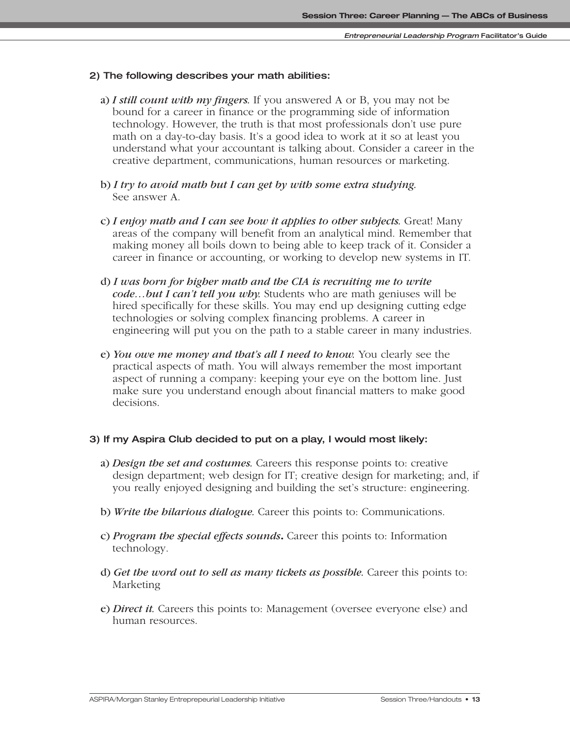**2) The following describes your math abilities:**

a) ***I still count with my fingers.*** If you answered A or B, you may not be bound for a career in finance or the programming side of information technology. However, the truth is that most professionals don't use pure math on a day-to-day basis. It's a good idea to work at it so at least you understand what your accountant is talking about. Consider a career in the creative department, communications, human resources or marketing.

b) ***I try to avoid math but I can get by with some extra studying.*** See answer A.

c) ***I enjoy math and I can see how it applies to other subjects.*** Great! Many areas of the company will benefit from an analytical mind. Remember that making money all boils down to being able to keep track of it. Consider a career in finance or accounting, or working to develop new systems in IT.

d) ***I was born for higher math and the CIA is recruiting me to write code…but I can't tell you why.*** Students who are math geniuses will be hired specifically for these skills. You may end up designing cutting edge technologies or solving complex financing problems. A career in engineering will put you on the path to a stable career in many industries.

e) ***You owe me money and that's all I need to know.*** You clearly see the practical aspects of math. You will always remember the most important aspect of running a company: keeping your eye on the bottom line. Just make sure you understand enough about financial matters to make good decisions.

**3) If my Aspira Club decided to put on a play, I would most likely:**

a) ***Design the set and costumes.*** Careers this response points to: creative design department; web design for IT; creative design for marketing; and, if you really enjoyed designing and building the set's structure: engineering.

b) ***Write the hilarious dialogue.*** Career this points to: Communications.

c) ***Program the special effects sounds.*** Career this points to: Information technology.

d) ***Get the word out to sell as many tickets as possible.*** Career this points to: Marketing

e) ***Direct it.*** Careers this points to: Management (oversee everyone else) and human resources.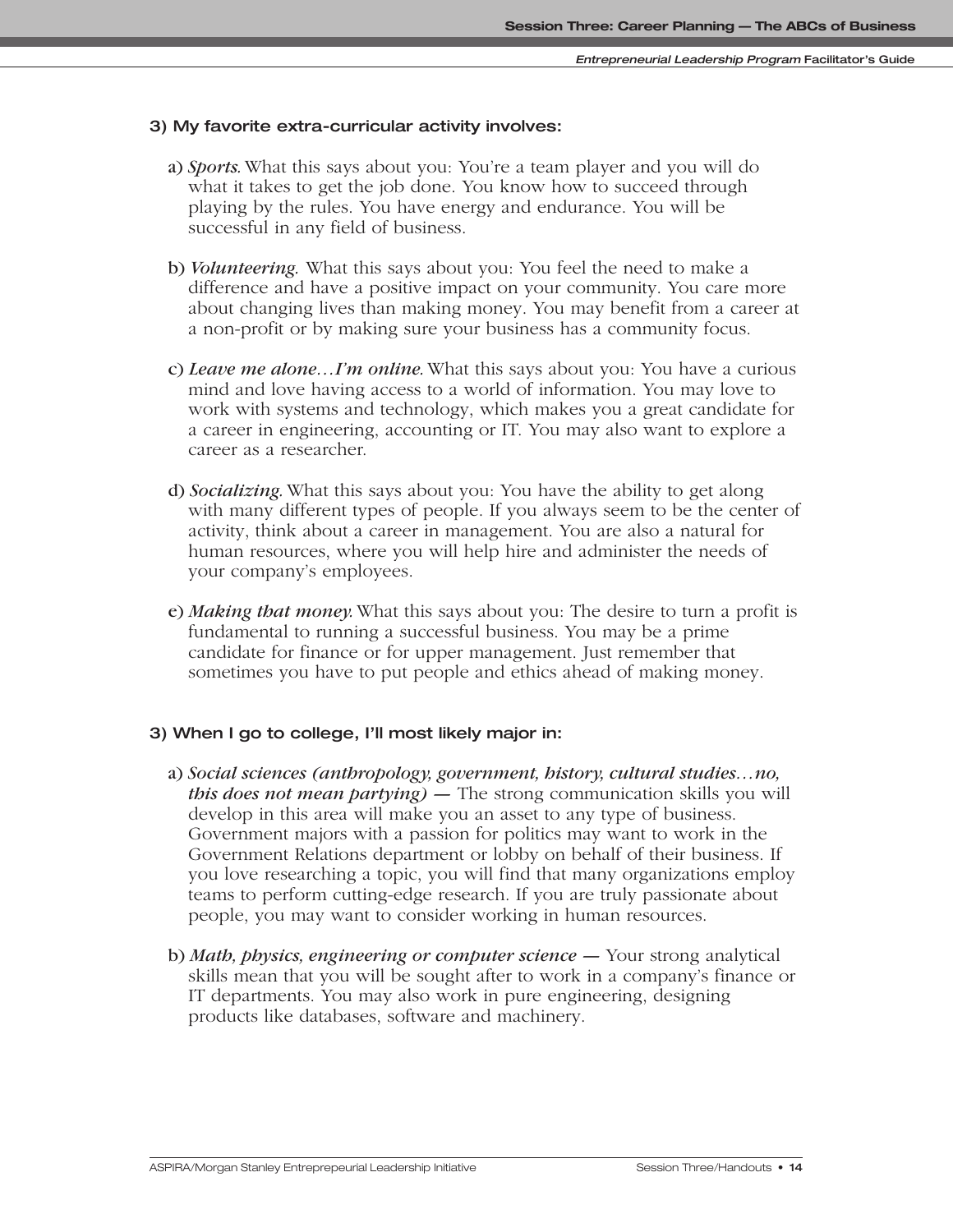### 3) My favorite extra-curricular activity involves:

a) ***Sports.*** What this says about you: You're a team player and you will do what it takes to get the job done. You know how to succeed through playing by the rules. You have energy and endurance. You will be successful in any field of business.

b) ***Volunteering.*** What this says about you: You feel the need to make a difference and have a positive impact on your community. You care more about changing lives than making money. You may benefit from a career at a non-profit or by making sure your business has a community focus.

c) ***Leave me alone…I'm online.*** What this says about you: You have a curious mind and love having access to a world of information. You may love to work with systems and technology, which makes you a great candidate for a career in engineering, accounting or IT. You may also want to explore a career as a researcher.

d) ***Socializing.*** What this says about you: You have the ability to get along with many different types of people. If you always seem to be the center of activity, think about a career in management. You are also a natural for human resources, where you will help hire and administer the needs of your company's employees.

e) ***Making that money.*** What this says about you: The desire to turn a profit is fundamental to running a successful business. You may be a prime candidate for finance or for upper management. Just remember that sometimes you have to put people and ethics ahead of making money.

### 3) When I go to college, I'll most likely major in:

a) ***Social sciences (anthropology, government, history, cultural studies…no, this does not mean partying) —*** The strong communication skills you will develop in this area will make you an asset to any type of business. Government majors with a passion for politics may want to work in the Government Relations department or lobby on behalf of their business. If you love researching a topic, you will find that many organizations employ teams to perform cutting-edge research. If you are truly passionate about people, you may want to consider working in human resources.

b) ***Math, physics, engineering or computer science —*** Your strong analytical skills mean that you will be sought after to work in a company's finance or IT departments. You may also work in pure engineering, designing products like databases, software and machinery.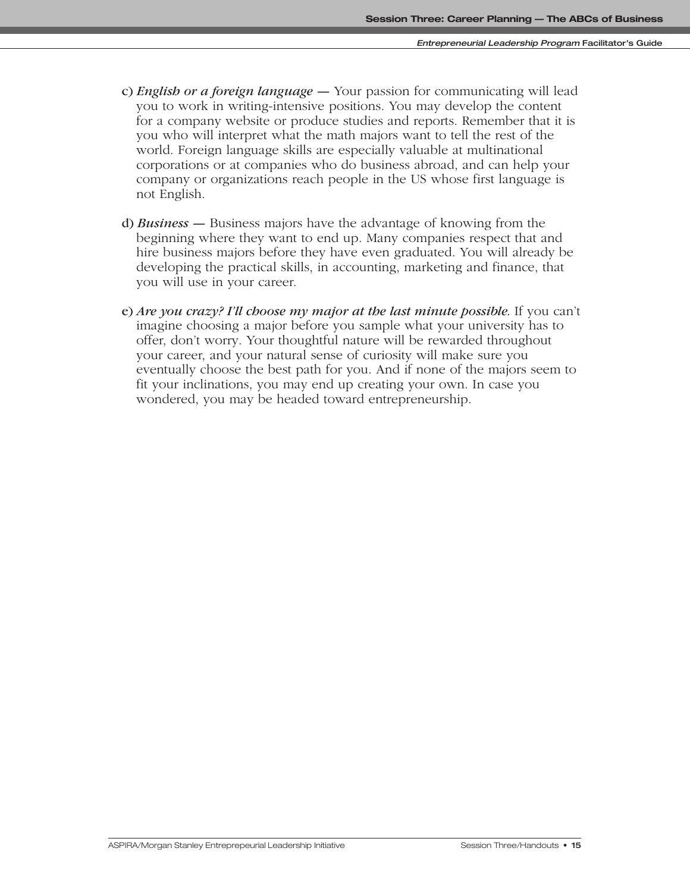c) *English or a foreign language —* Your passion for communicating will lead you to work in writing-intensive positions. You may develop the content for a company website or produce studies and reports. Remember that it is you who will interpret what the math majors want to tell the rest of the world. Foreign language skills are especially valuable at multinational corporations or at companies who do business abroad, and can help your company or organizations reach people in the US whose first language is not English.

d) *Business —* Business majors have the advantage of knowing from the beginning where they want to end up. Many companies respect that and hire business majors before they have even graduated. You will already be developing the practical skills, in accounting, marketing and finance, that you will use in your career.

e) *Are you crazy? I'll choose my major at the last minute possible.* If you can't imagine choosing a major before you sample what your university has to offer, don't worry. Your thoughtful nature will be rewarded throughout your career, and your natural sense of curiosity will make sure you eventually choose the best path for you. And if none of the majors seem to fit your inclinations, you may end up creating your own. In case you wondered, you may be headed toward entrepreneurship.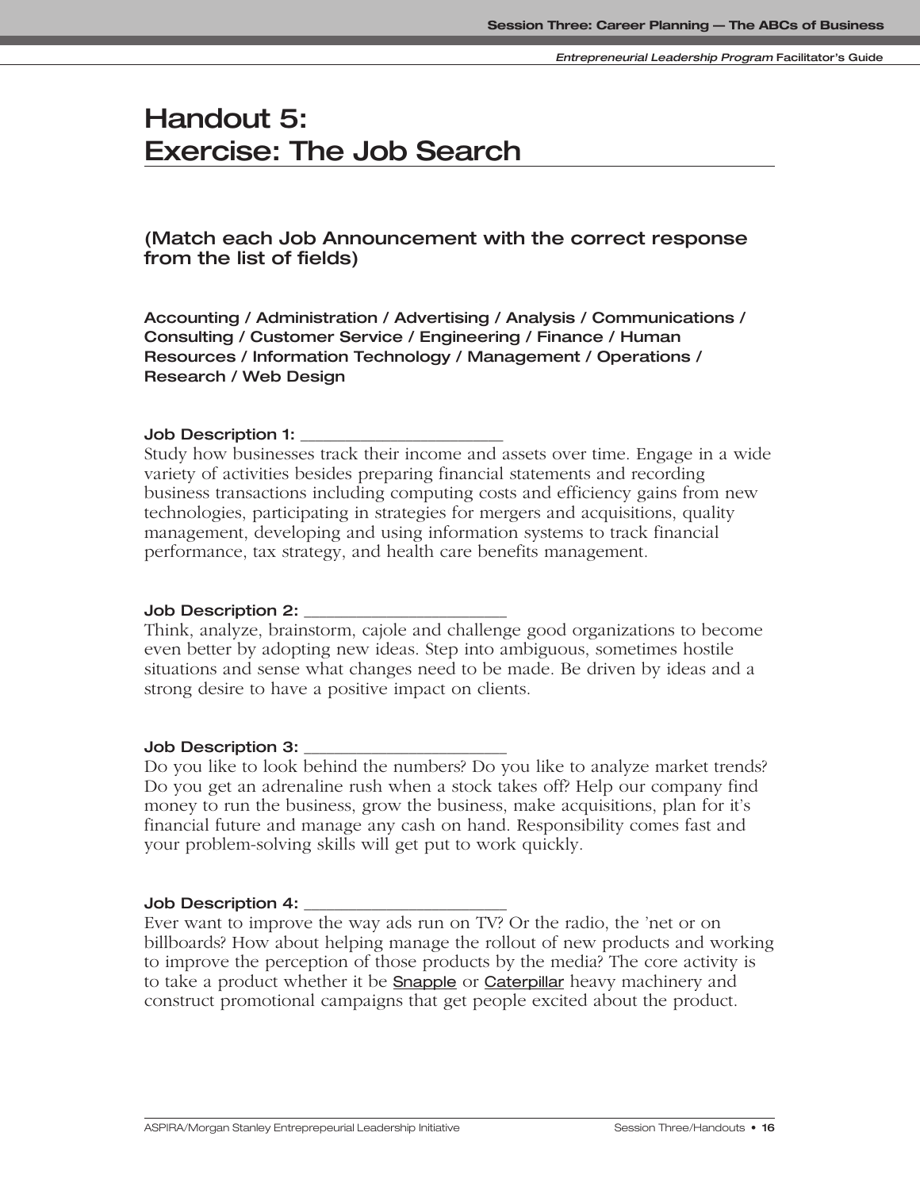# Handout 5: Exercise: The Job Search

### (Match each Job Announcement with the correct response from the list of fields)

**Accounting / Administration / Advertising / Analysis / Communications / Consulting / Customer Service / Engineering / Finance / Human Resources / Information Technology / Management / Operations / Research / Web Design**

**Job Description 1:** ______________________

Study how businesses track their income and assets over time. Engage in a wide variety of activities besides preparing financial statements and recording business transactions including computing costs and efficiency gains from new technologies, participating in strategies for mergers and acquisitions, quality management, developing and using information systems to track financial performance, tax strategy, and health care benefits management.

**Job Description 2:** ______________________

Think, analyze, brainstorm, cajole and challenge good organizations to become even better by adopting new ideas. Step into ambiguous, sometimes hostile situations and sense what changes need to be made. Be driven by ideas and a strong desire to have a positive impact on clients.

**Job Description 3:** ______________________

Do you like to look behind the numbers? Do you like to analyze market trends? Do you get an adrenaline rush when a stock takes off? Help our company find money to run the business, grow the business, make acquisitions, plan for it's financial future and manage any cash on hand. Responsibility comes fast and your problem-solving skills will get put to work quickly.

**Job Description 4:** ______________________

Ever want to improve the way ads run on TV? Or the radio, the 'net or on billboards? How about helping manage the rollout of new products and working to improve the perception of those products by the media? The core activity is to take a product whether it be Snapple or Caterpillar heavy machinery and construct promotional campaigns that get people excited about the product.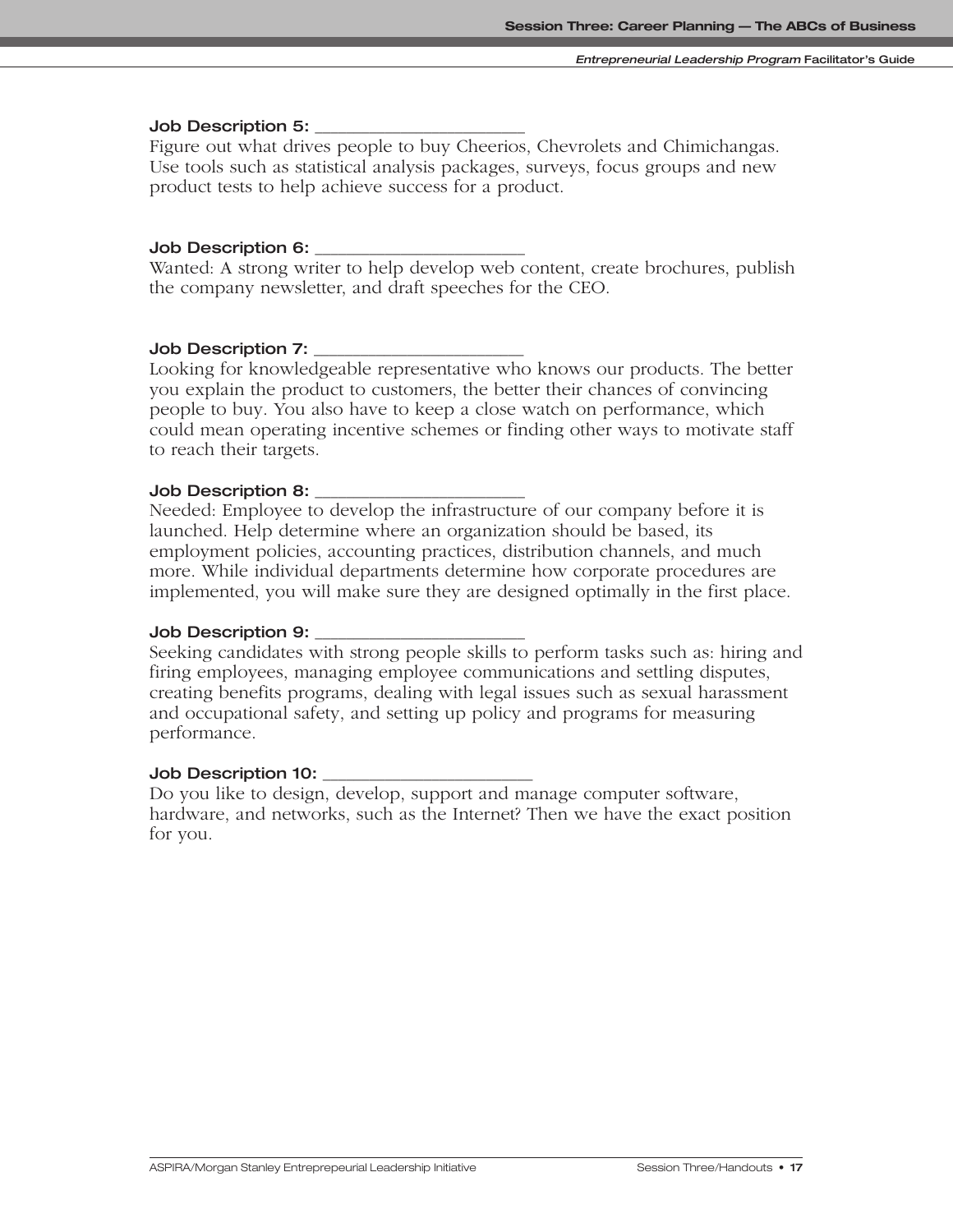**Job Description 5:** _______________________

Figure out what drives people to buy Cheerios, Chevrolets and Chimichangas. Use tools such as statistical analysis packages, surveys, focus groups and new product tests to help achieve success for a product.

**Job Description 6:** _______________________

Wanted: A strong writer to help develop web content, create brochures, publish the company newsletter, and draft speeches for the CEO.

**Job Description 7:** _______________________

Looking for knowledgeable representative who knows our products. The better you explain the product to customers, the better their chances of convincing people to buy. You also have to keep a close watch on performance, which could mean operating incentive schemes or finding other ways to motivate staff to reach their targets.

**Job Description 8:** _______________________

Needed: Employee to develop the infrastructure of our company before it is launched. Help determine where an organization should be based, its employment policies, accounting practices, distribution channels, and much more. While individual departments determine how corporate procedures are implemented, you will make sure they are designed optimally in the first place.

**Job Description 9:** _______________________

Seeking candidates with strong people skills to perform tasks such as: hiring and firing employees, managing employee communications and settling disputes, creating benefits programs, dealing with legal issues such as sexual harassment and occupational safety, and setting up policy and programs for measuring performance.

**Job Description 10:** _______________________

Do you like to design, develop, support and manage computer software, hardware, and networks, such as the Internet? Then we have the exact position for you.